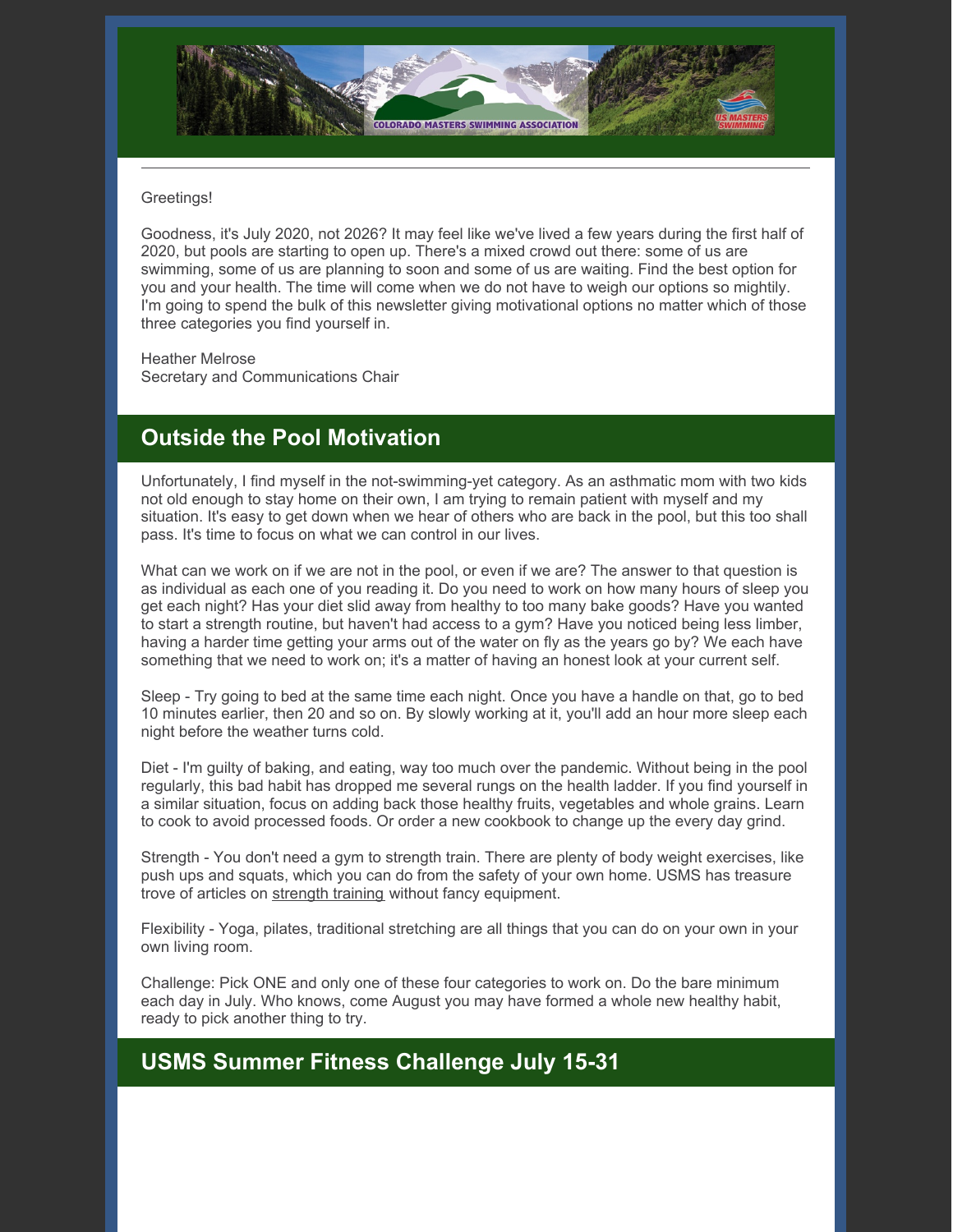Greetings!

Goodness, it's July 2020, not 2026? It may feel like we've lived a few years during the first half of 2020, but pools are starting to open up. There's a mixed crowd out there: some of us are swimming, some of us are planning to soon and some of us are waiting. Find the best option for you and your health. The time will come when we do not have to weigh our options so mightily. I'm going to spend the bulk of this newsletter giving motivational options no matter which of those three categories you find yourself in.

Heather Melrose
Secretary and Communications Chair

## Outside the Pool Motivation

Unfortunately, I find myself in the not-swimming-yet category. As an asthmatic mom with two kids not old enough to stay home on their own, I am trying to remain patient with myself and my situation. It's easy to get down when we hear of others who are back in the pool, but this too shall pass. It's time to focus on what we can control in our lives.

What can we work on if we are not in the pool, or even if we are? The answer to that question is as individual as each one of you reading it. Do you need to work on how many hours of sleep you get each night? Has your diet slid away from healthy to too many bake goods? Have you wanted to start a strength routine, but haven't had access to a gym? Have you noticed being less limber, having a harder time getting your arms out of the water on fly as the years go by? We each have something that we need to work on; it's a matter of having an honest look at your current self.

Sleep - Try going to bed at the same time each night. Once you have a handle on that, go to bed 10 minutes earlier, then 20 and so on. By slowly working at it, you'll add an hour more sleep each night before the weather turns cold.

Diet - I'm guilty of baking, and eating, way too much over the pandemic. Without being in the pool regularly, this bad habit has dropped me several rungs on the health ladder. If you find yourself in a similar situation, focus on adding back those healthy fruits, vegetables and whole grains. Learn to cook to avoid processed foods. Or order a new cookbook to change up the every day grind.

Strength - You don't need a gym to strength train. There are plenty of body weight exercises, like push ups and squats, which you can do from the safety of your own home. USMS has treasure trove of articles on strength training without fancy equipment.

Flexibility - Yoga, pilates, traditional stretching are all things that you can do on your own in your own living room.

Challenge: Pick ONE and only one of these four categories to work on. Do the bare minimum each day in July. Who knows, come August you may have formed a whole new healthy habit, ready to pick another thing to try.

## USMS Summer Fitness Challenge July 15-31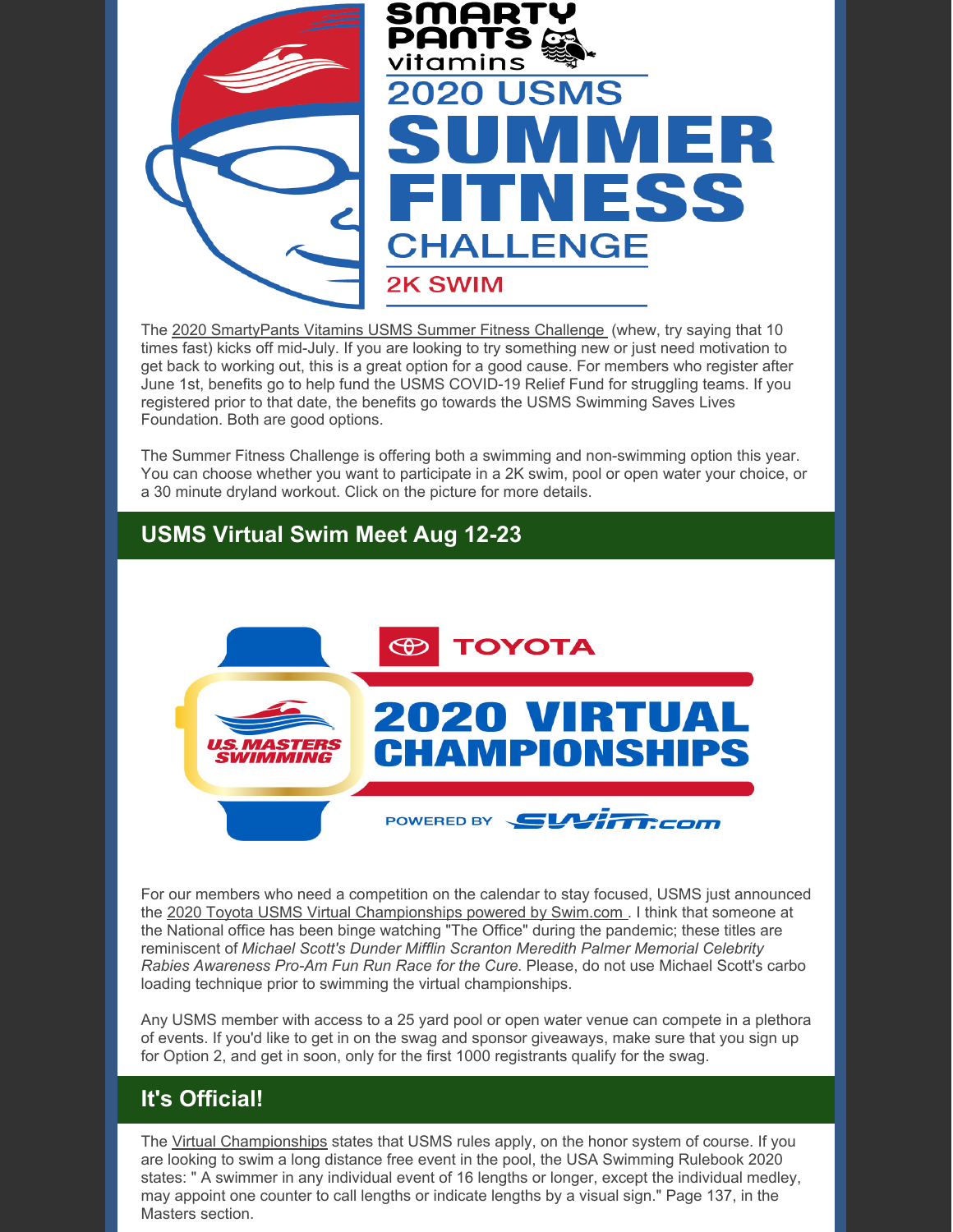The 2020 SmartyPants Vitamins USMS Summer Fitness Challenge (whew, try saying that 10 times fast) kicks off mid-July. If you are looking to try something new or just need motivation to get back to working out, this is a great option for a good cause. For members who register after June 1st, benefits go to help fund the USMS COVID-19 Relief Fund for struggling teams. If you registered prior to that date, the benefits go towards the USMS Swimming Saves Lives Foundation. Both are good options.

The Summer Fitness Challenge is offering both a swimming and non-swimming option this year. You can choose whether you want to participate in a 2K swim, pool or open water your choice, or a 30 minute dryland workout. Click on the picture for more details.

## USMS Virtual Swim Meet Aug 12-23

For our members who need a competition on the calendar to stay focused, USMS just announced the 2020 Toyota USMS Virtual Championships powered by Swim.com . I think that someone at the National office has been binge watching "The Office" during the pandemic; these titles are reminiscent of *Michael Scott's Dunder Mifflin Scranton Meredith Palmer Memorial Celebrity Rabies Awareness Pro-Am Fun Run Race for the Cure.* Please, do not use Michael Scott's carbo loading technique prior to swimming the virtual championships.

Any USMS member with access to a 25 yard pool or open water venue can compete in a plethora of events. If you'd like to get in on the swag and sponsor giveaways, make sure that you sign up for Option 2, and get in soon, only for the first 1000 registrants qualify for the swag.

## It's Official!

The Virtual Championships states that USMS rules apply, on the honor system of course. If you are looking to swim a long distance free event in the pool, the USA Swimming Rulebook 2020 states: " A swimmer in any individual event of 16 lengths or longer, except the individual medley, may appoint one counter to call lengths or indicate lengths by a visual sign." Page 137, in the Masters section.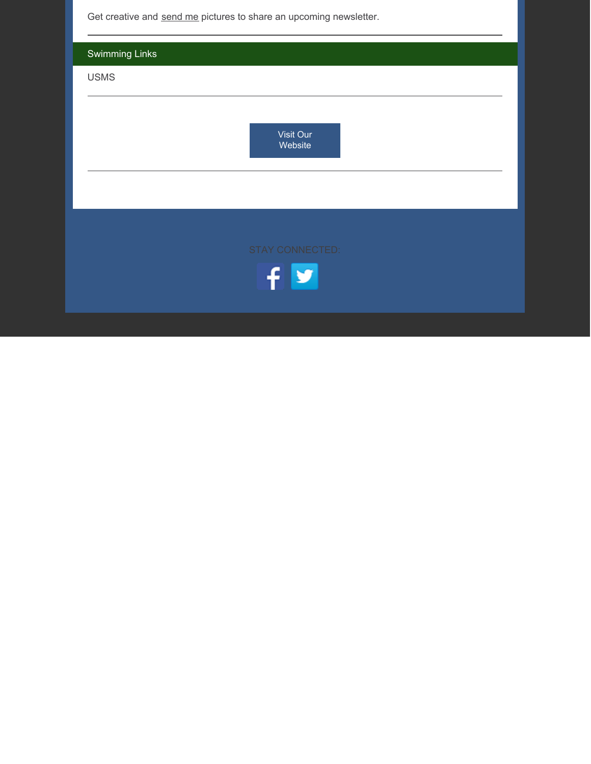Get creative and send me pictures to share an upcoming newsletter.

---

## Swimming Links

USMS

---

Visit Our Website

---

STAY CONNECTED: